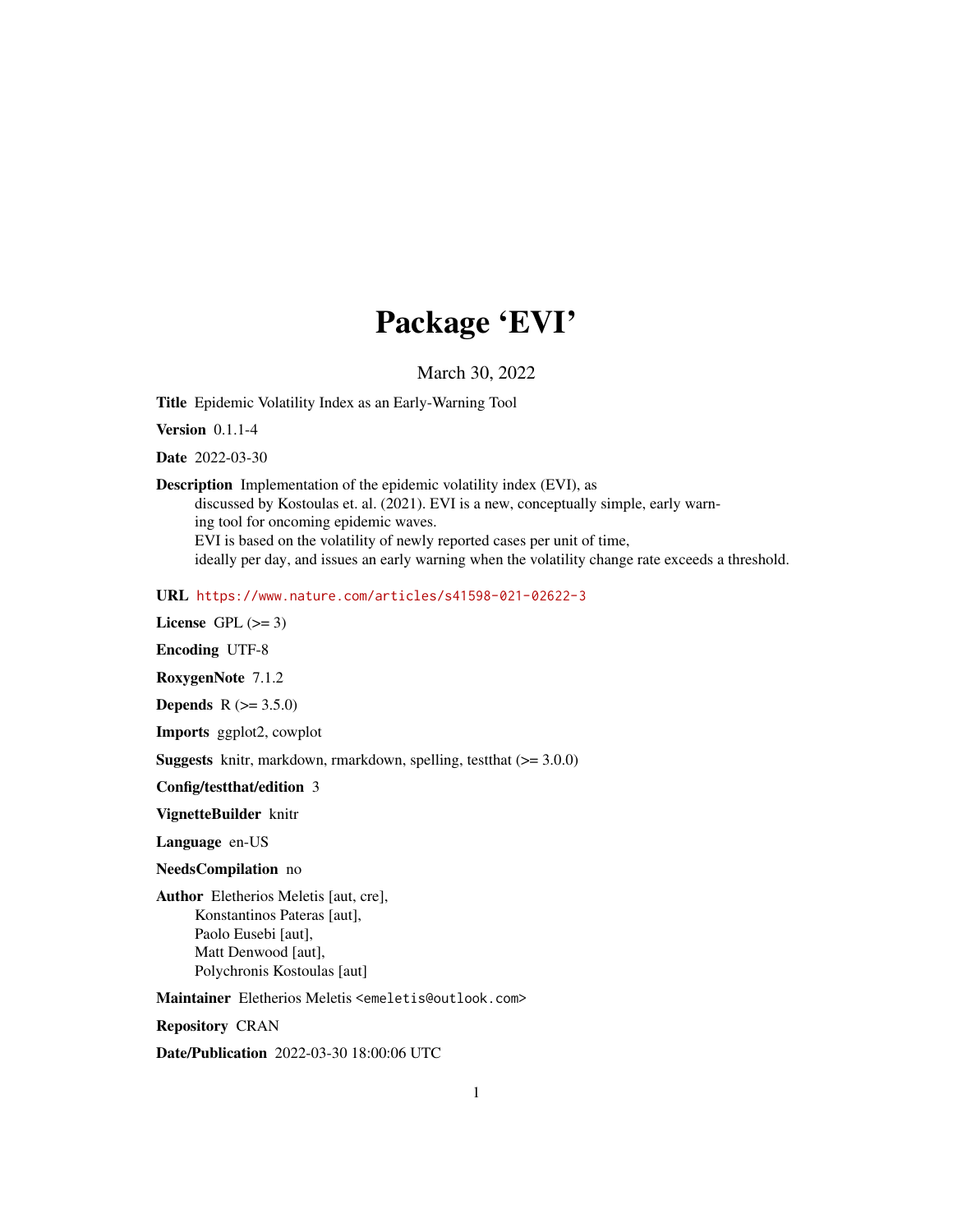# Package 'EVI'

March 30, 2022

**Title** Epidemic Volatility Index as an Early-Warning Tool

**Version** 0.1.1-4

**Date** 2022-03-30

**Description** Implementation of the epidemic volatility index (EVI), as discussed by Kostoulas et. al. (2021). EVI is a new, conceptually simple, early warning tool for oncoming epidemic waves.
EVI is based on the volatility of newly reported cases per unit of time, ideally per day, and issues an early warning when the volatility change rate exceeds a threshold.

**URL** https://www.nature.com/articles/s41598-021-02622-3

**License** GPL (>= 3)

**Encoding** UTF-8

**RoxygenNote** 7.1.2

**Depends** R (>= 3.5.0)

**Imports** ggplot2, cowplot

**Suggests** knitr, markdown, rmarkdown, spelling, testthat (>= 3.0.0)

**Config/testthat/edition** 3

**VignetteBuilder** knitr

**Language** en-US

**NeedsCompilation** no

**Author** Eletherios Meletis [aut, cre],
Konstantinos Pateras [aut],
Paolo Eusebi [aut],
Matt Denwood [aut],
Polychronis Kostoulas [aut]

**Maintainer** Eletherios Meletis <emeletis@outlook.com>

**Repository** CRAN

**Date/Publication** 2022-03-30 18:00:06 UTC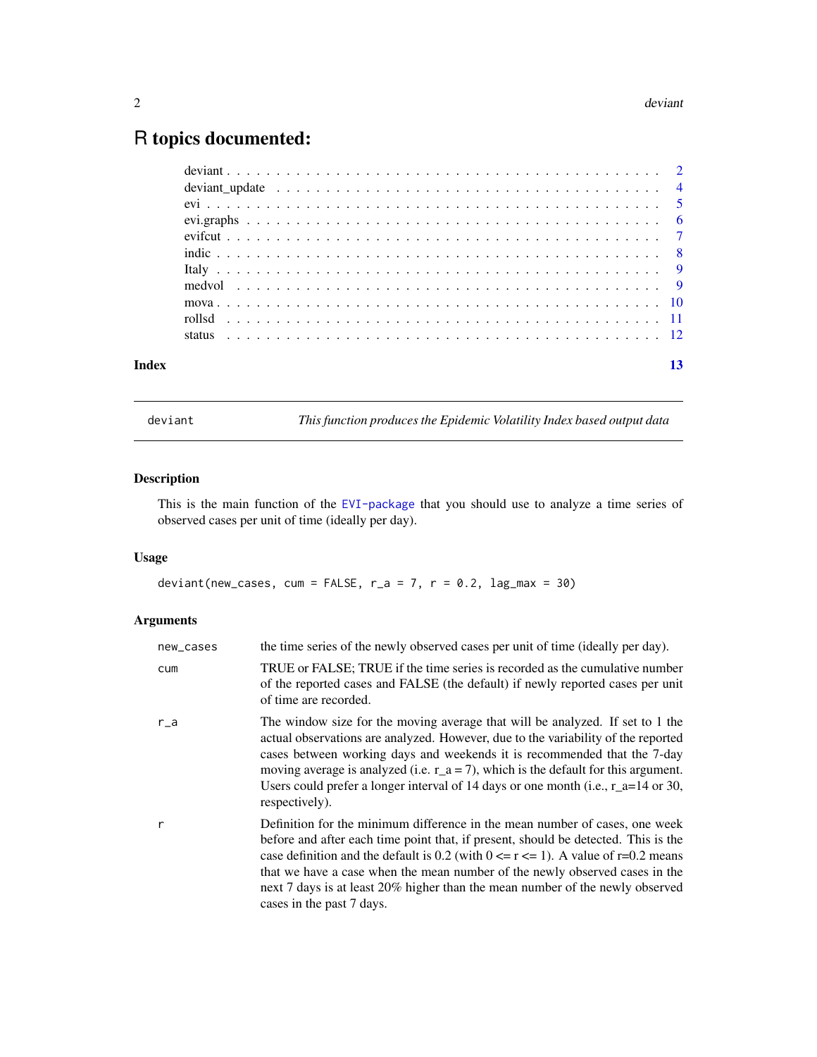# R topics documented:

| | |
|---|---|
| deviant | 2 |
| deviant_update | 4 |
| evi | 5 |
| evi.graphs | 6 |
| evifcut | 7 |
| indic | 8 |
| Italy | 9 |
| medvol | 9 |
| mova | 10 |
| rollsd | 11 |
| status | 12 |

**Index** **13**

---

## deviant — *This function produces the Epidemic Volatility Index based output data*

### Description

This is the main function of the EVI-package that you should use to analyze a time series of observed cases per unit of time (ideally per day).

### Usage

```
deviant(new_cases, cum = FALSE, r_a = 7, r = 0.2, lag_max = 30)
```

### Arguments

| | |
|---|---|
| new_cases | the time series of the newly observed cases per unit of time (ideally per day). |
| cum | TRUE or FALSE; TRUE if the time series is recorded as the cumulative number of the reported cases and FALSE (the default) if newly reported cases per unit of time are recorded. |
| r_a | The window size for the moving average that will be analyzed. If set to 1 the actual observations are analyzed. However, due to the variability of the reported cases between working days and weekends it is recommended that the 7-day moving average is analyzed (i.e. r_a = 7), which is the default for this argument. Users could prefer a longer interval of 14 days or one month (i.e., r_a=14 or 30, respectively). |
| r | Definition for the minimum difference in the mean number of cases, one week before and after each time point that, if present, should be detected. This is the case definition and the default is 0.2 (with 0 <= r <= 1). A value of r=0.2 means that we have a case when the mean number of the newly observed cases in the next 7 days is at least 20% higher than the mean number of the newly observed cases in the past 7 days. |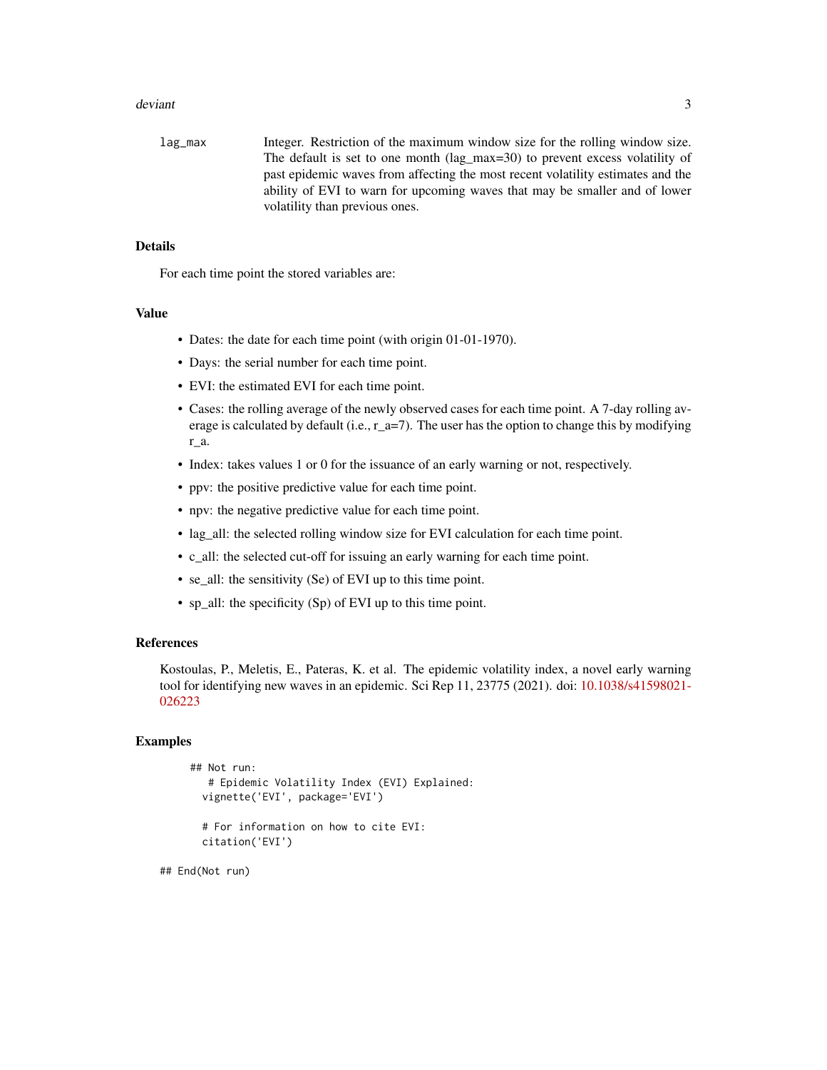lag_max — Integer. Restriction of the maximum window size for the rolling window size. The default is set to one month (lag_max=30) to prevent excess volatility of past epidemic waves from affecting the most recent volatility estimates and the ability of EVI to warn for upcoming waves that may be smaller and of lower volatility than previous ones.

## Details

For each time point the stored variables are:

## Value

- Dates: the date for each time point (with origin 01-01-1970).
- Days: the serial number for each time point.
- EVI: the estimated EVI for each time point.
- Cases: the rolling average of the newly observed cases for each time point. A 7-day rolling average is calculated by default (i.e., r_a=7). The user has the option to change this by modifying r_a.
- Index: takes values 1 or 0 for the issuance of an early warning or not, respectively.
- ppv: the positive predictive value for each time point.
- npv: the negative predictive value for each time point.
- lag_all: the selected rolling window size for EVI calculation for each time point.
- c_all: the selected cut-off for issuing an early warning for each time point.
- se_all: the sensitivity (Se) of EVI up to this time point.
- sp_all: the specificity (Sp) of EVI up to this time point.

## References

Kostoulas, P., Meletis, E., Pateras, K. et al. The epidemic volatility index, a novel early warning tool for identifying new waves in an epidemic. Sci Rep 11, 23775 (2021). doi: 10.1038/s41598021-026223

## Examples

```
## Not run:
   # Epidemic Volatility Index (EVI) Explained:
  vignette('EVI', package='EVI')

  # For information on how to cite EVI:
  citation('EVI')

## End(Not run)
```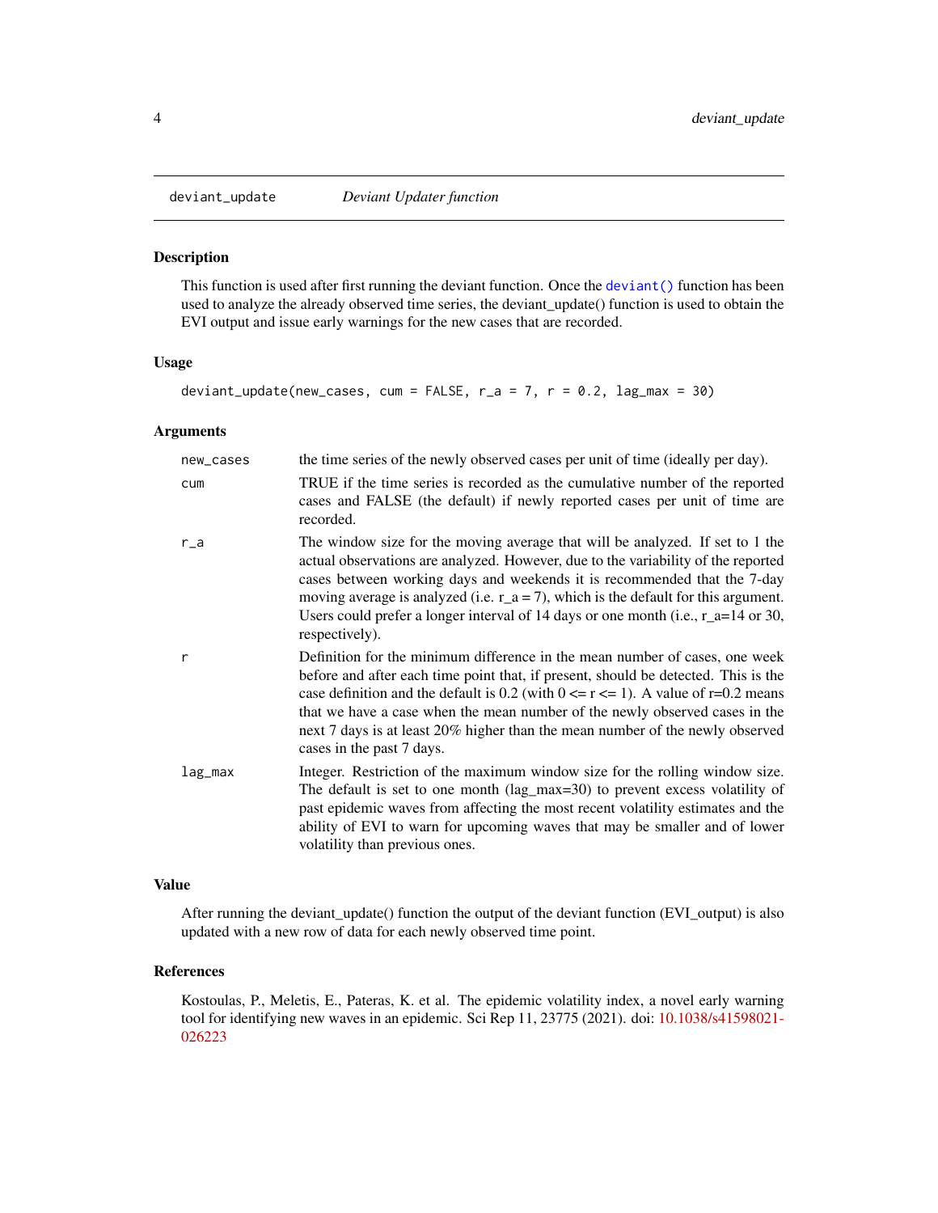## deviant_update *Deviant Updater function*

### Description

This function is used after first running the deviant function. Once the deviant() function has been used to analyze the already observed time series, the deviant_update() function is used to obtain the EVI output and issue early warnings for the new cases that are recorded.

### Usage

```
deviant_update(new_cases, cum = FALSE, r_a = 7, r = 0.2, lag_max = 30)
```

### Arguments

| Argument | Description |
|---|---|
| new_cases | the time series of the newly observed cases per unit of time (ideally per day). |
| cum | TRUE if the time series is recorded as the cumulative number of the reported cases and FALSE (the default) if newly reported cases per unit of time are recorded. |
| r_a | The window size for the moving average that will be analyzed. If set to 1 the actual observations are analyzed. However, due to the variability of the reported cases between working days and weekends it is recommended that the 7-day moving average is analyzed (i.e. r_a = 7), which is the default for this argument. Users could prefer a longer interval of 14 days or one month (i.e., r_a=14 or 30, respectively). |
| r | Definition for the minimum difference in the mean number of cases, one week before and after each time point that, if present, should be detected. This is the case definition and the default is 0.2 (with 0 <= r <= 1). A value of r=0.2 means that we have a case when the mean number of the newly observed cases in the next 7 days is at least 20% higher than the mean number of the newly observed cases in the past 7 days. |
| lag_max | Integer. Restriction of the maximum window size for the rolling window size. The default is set to one month (lag_max=30) to prevent excess volatility of past epidemic waves from affecting the most recent volatility estimates and the ability of EVI to warn for upcoming waves that may be smaller and of lower volatility than previous ones. |

### Value

After running the deviant_update() function the output of the deviant function (EVI_output) is also updated with a new row of data for each newly observed time point.

### References

Kostoulas, P., Meletis, E., Pateras, K. et al. The epidemic volatility index, a novel early warning tool for identifying new waves in an epidemic. Sci Rep 11, 23775 (2021). doi: 10.1038/s41598021-026223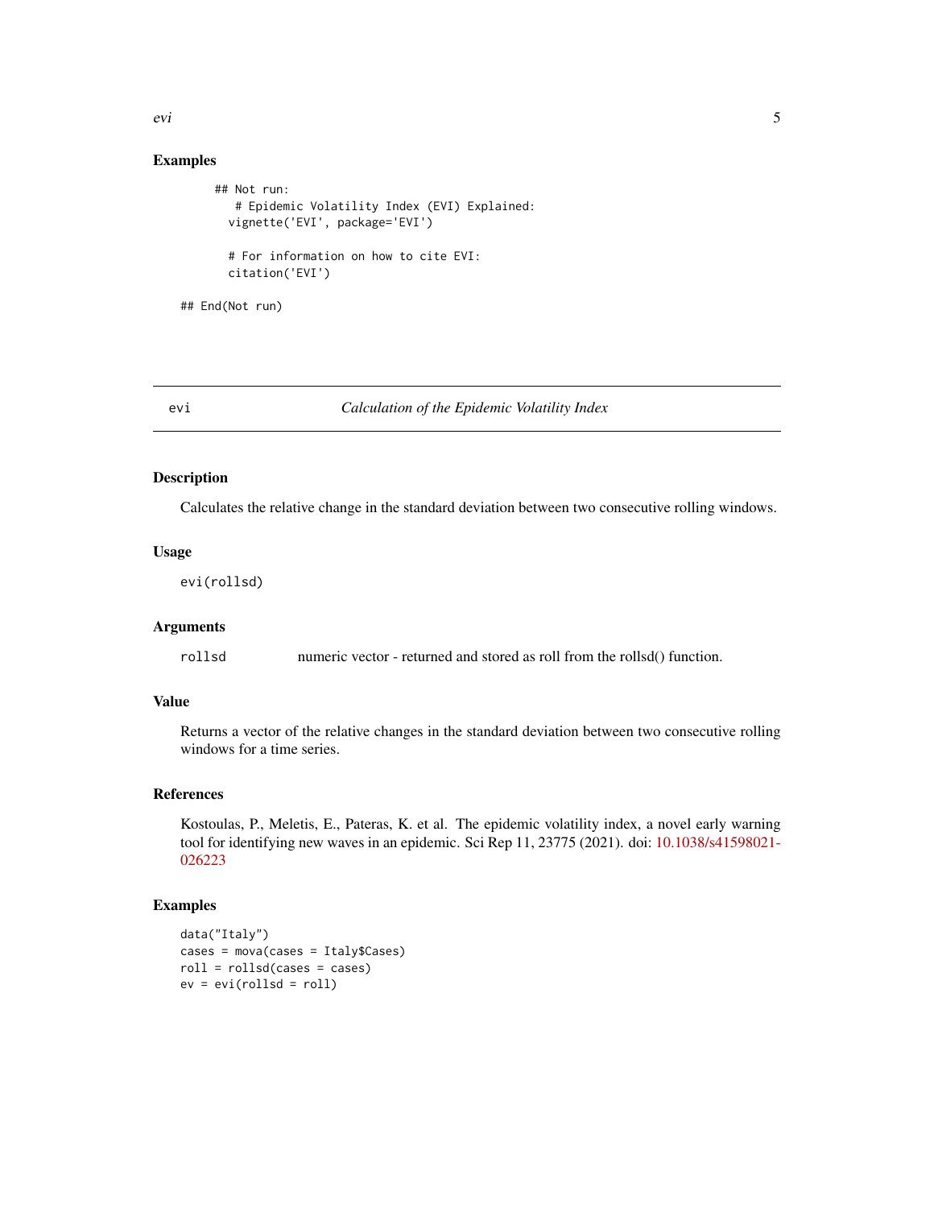## Examples

```
## Not run:
    # Epidemic Volatility Index (EVI) Explained:
  vignette('EVI', package='EVI')

  # For information on how to cite EVI:
  citation('EVI')

## End(Not run)
```

---

# evi — *Calculation of the Epidemic Volatility Index*

---

## Description

Calculates the relative change in the standard deviation between two consecutive rolling windows.

## Usage

```
evi(rollsd)
```

## Arguments

| | |
|---|---|
| rollsd | numeric vector - returned and stored as roll from the rollsd() function. |

## Value

Returns a vector of the relative changes in the standard deviation between two consecutive rolling windows for a time series.

## References

Kostoulas, P., Meletis, E., Pateras, K. et al. The epidemic volatility index, a novel early warning tool for identifying new waves in an epidemic. Sci Rep 11, 23775 (2021). doi: 10.1038/s41598021-026223

## Examples

```
data("Italy")
cases = mova(cases = Italy$Cases)
roll = rollsd(cases = cases)
ev = evi(rollsd = roll)
```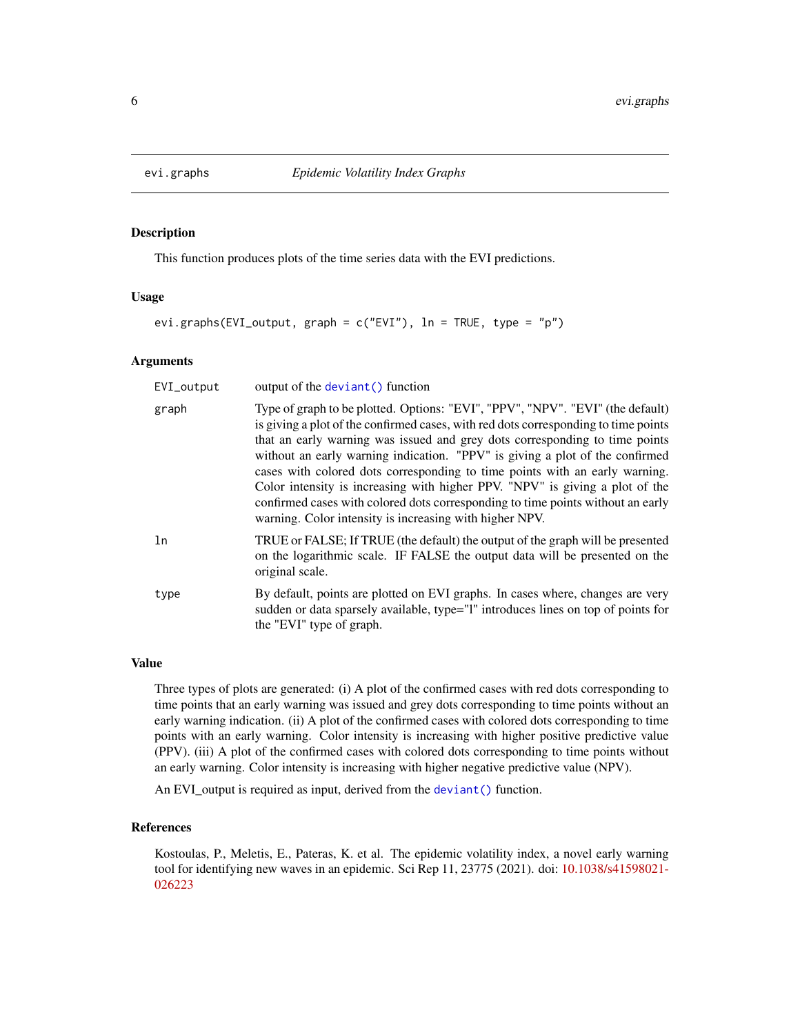`evi.graphs` *Epidemic Volatility Index Graphs*

### Description

This function produces plots of the time series data with the EVI predictions.

### Usage

```
evi.graphs(EVI_output, graph = c("EVI"), ln = TRUE, type = "p")
```

### Arguments

| | |
|---|---|
| `EVI_output` | output of the `deviant()` function |
| `graph` | Type of graph to be plotted. Options: "EVI", "PPV", "NPV". "EVI" (the default) is giving a plot of the confirmed cases, with red dots corresponding to time points that an early warning was issued and grey dots corresponding to time points without an early warning indication. "PPV" is giving a plot of the confirmed cases with colored dots corresponding to time points with an early warning. Color intensity is increasing with higher PPV. "NPV" is giving a plot of the confirmed cases with colored dots corresponding to time points without an early warning. Color intensity is increasing with higher NPV. |
| `ln` | TRUE or FALSE; If TRUE (the default) the output of the graph will be presented on the logarithmic scale. IF FALSE the output data will be presented on the original scale. |
| `type` | By default, points are plotted on EVI graphs. In cases where, changes are very sudden or data sparsely available, type="l" introduces lines on top of points for the "EVI" type of graph. |

### Value

Three types of plots are generated: (i) A plot of the confirmed cases with red dots corresponding to time points that an early warning was issued and grey dots corresponding to time points without an early warning indication. (ii) A plot of the confirmed cases with colored dots corresponding to time points with an early warning. Color intensity is increasing with higher positive predictive value (PPV). (iii) A plot of the confirmed cases with colored dots corresponding to time points without an early warning. Color intensity is increasing with higher negative predictive value (NPV).

An EVI_output is required as input, derived from the `deviant()` function.

### References

Kostoulas, P., Meletis, E., Pateras, K. et al. The epidemic volatility index, a novel early warning tool for identifying new waves in an epidemic. Sci Rep 11, 23775 (2021). doi: 10.1038/s41598021-026223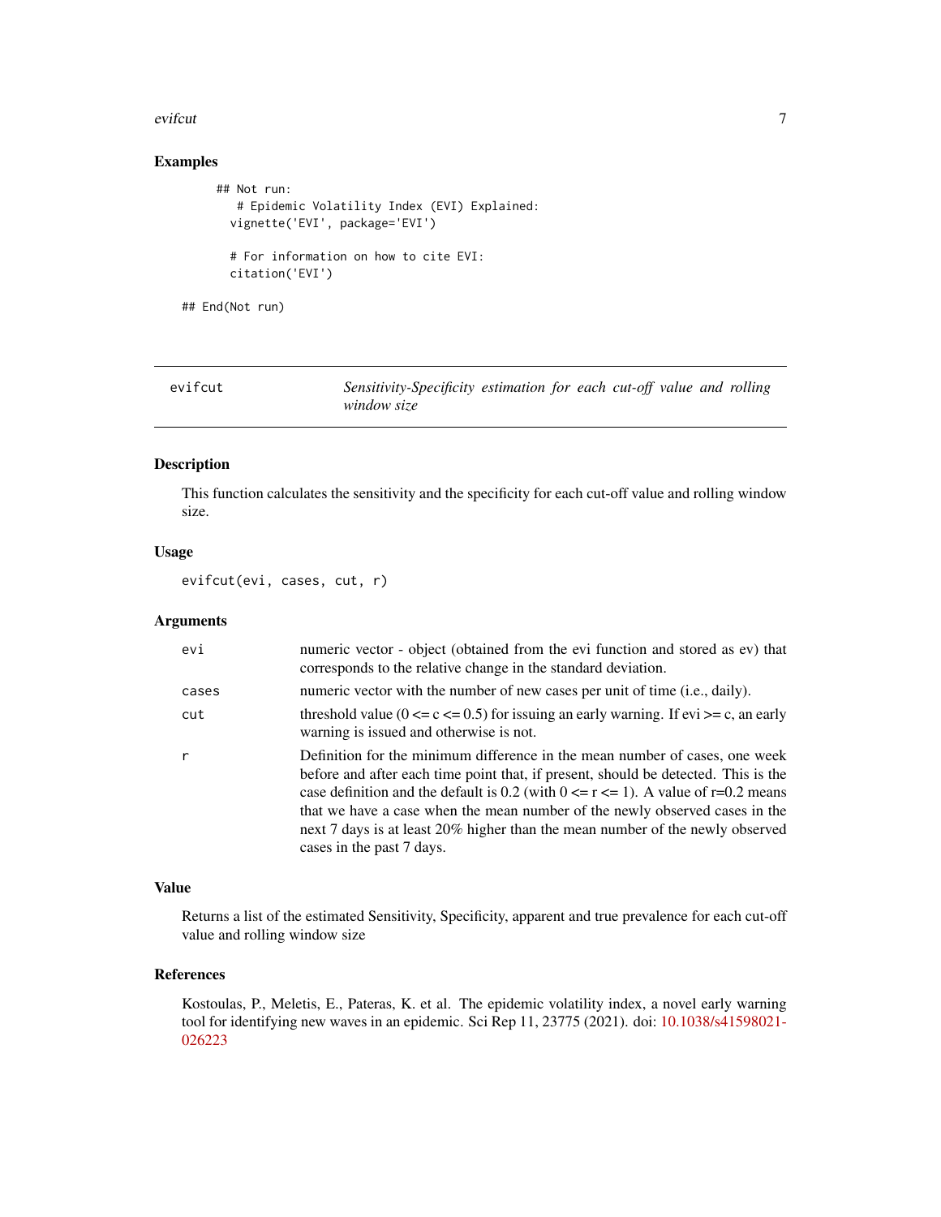### Examples

```
## Not run:
   # Epidemic Volatility Index (EVI) Explained:
  vignette('EVI', package='EVI')

  # For information on how to cite EVI:
  citation('EVI')

## End(Not run)
```

---

## evifcut    *Sensitivity-Specificity estimation for each cut-off value and rolling window size*

---

### Description

This function calculates the sensitivity and the specificity for each cut-off value and rolling window size.

### Usage

```
evifcut(evi, cases, cut, r)
```

### Arguments

| | |
|---|---|
| evi | numeric vector - object (obtained from the evi function and stored as ev) that corresponds to the relative change in the standard deviation. |
| cases | numeric vector with the number of new cases per unit of time (i.e., daily). |
| cut | threshold value (0 <= c <= 0.5) for issuing an early warning. If evi >= c, an early warning is issued and otherwise is not. |
| r | Definition for the minimum difference in the mean number of cases, one week before and after each time point that, if present, should be detected. This is the case definition and the default is 0.2 (with 0 <= r <= 1). A value of r=0.2 means that we have a case when the mean number of the newly observed cases in the next 7 days is at least 20% higher than the mean number of the newly observed cases in the past 7 days. |

### Value

Returns a list of the estimated Sensitivity, Specificity, apparent and true prevalence for each cut-off value and rolling window size

### References

Kostoulas, P., Meletis, E., Pateras, K. et al. The epidemic volatility index, a novel early warning tool for identifying new waves in an epidemic. Sci Rep 11, 23775 (2021). doi: 10.1038/s41598021-026223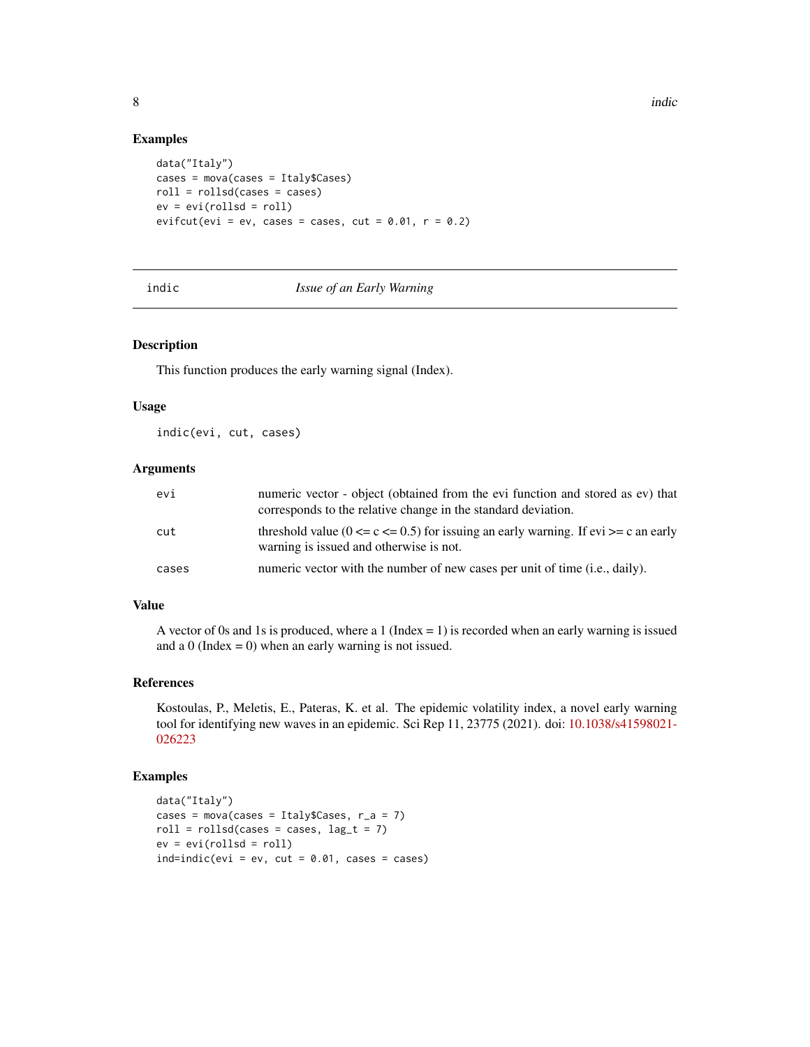## Examples

```
data("Italy")
cases = mova(cases = Italy$Cases)
roll = rollsd(cases = cases)
ev = evi(rollsd = roll)
evifcut(evi = ev, cases = cases, cut = 0.01, r = 0.2)
```

---

# indic *Issue of an Early Warning*

---

## Description

This function produces the early warning signal (Index).

## Usage

```
indic(evi, cut, cases)
```

## Arguments

| | |
|---|---|
| evi | numeric vector - object (obtained from the evi function and stored as ev) that corresponds to the relative change in the standard deviation. |
| cut | threshold value (0 <= c <= 0.5) for issuing an early warning. If evi >= c an early warning is issued and otherwise is not. |
| cases | numeric vector with the number of new cases per unit of time (i.e., daily). |

## Value

A vector of 0s and 1s is produced, where a 1 (Index = 1) is recorded when an early warning is issued and a 0 (Index = 0) when an early warning is not issued.

## References

Kostoulas, P., Meletis, E., Pateras, K. et al. The epidemic volatility index, a novel early warning tool for identifying new waves in an epidemic. Sci Rep 11, 23775 (2021). doi: 10.1038/s41598021-026223

## Examples

```
data("Italy")
cases = mova(cases = Italy$Cases, r_a = 7)
roll = rollsd(cases = cases, lag_t = 7)
ev = evi(rollsd = roll)
ind=indic(evi = ev, cut = 0.01, cases = cases)
```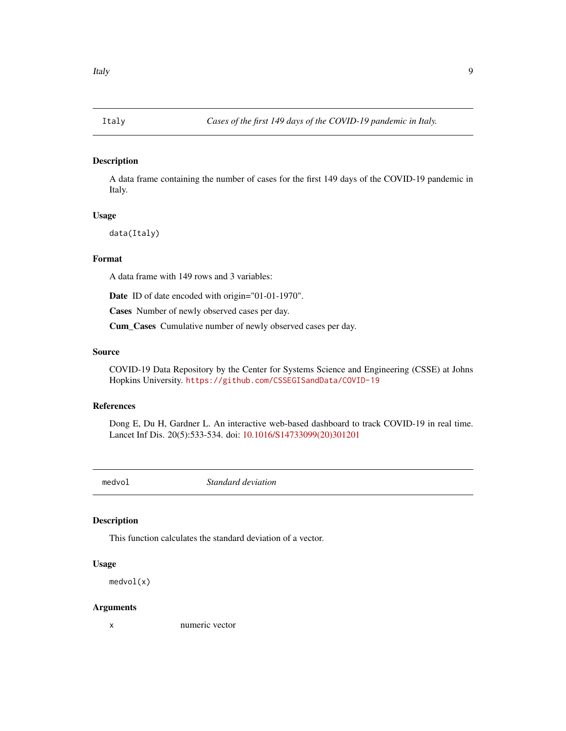## Italy — *Cases of the first 149 days of the COVID-19 pandemic in Italy.*

### Description

A data frame containing the number of cases for the first 149 days of the COVID-19 pandemic in Italy.

### Usage

```
data(Italy)
```

### Format

A data frame with 149 rows and 3 variables:

**Date** ID of date encoded with origin="01-01-1970".

**Cases** Number of newly observed cases per day.

**Cum_Cases** Cumulative number of newly observed cases per day.

### Source

COVID-19 Data Repository by the Center for Systems Science and Engineering (CSSE) at Johns Hopkins University. https://github.com/CSSEGISandData/COVID-19

### References

Dong E, Du H, Gardner L. An interactive web-based dashboard to track COVID-19 in real time. Lancet Inf Dis. 20(5):533-534. doi: 10.1016/S14733099(20)301201

## medvol — *Standard deviation*

### Description

This function calculates the standard deviation of a vector.

### Usage

```
medvol(x)
```

### Arguments

| | |
|---|---|
| x | numeric vector |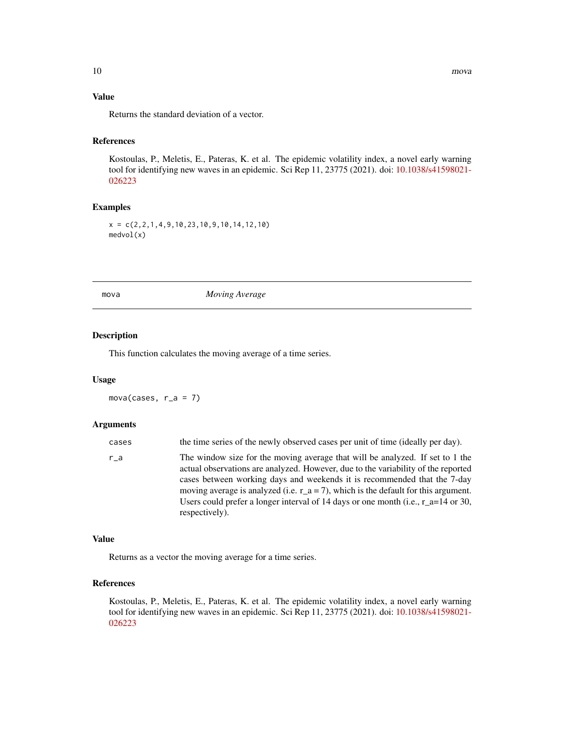### Value

Returns the standard deviation of a vector.

### References

Kostoulas, P., Meletis, E., Pateras, K. et al. The epidemic volatility index, a novel early warning tool for identifying new waves in an epidemic. Sci Rep 11, 23775 (2021). doi: 10.1038/s41598021-026223

### Examples

```
x = c(2,2,1,4,9,10,23,10,9,10,14,12,10)
medvol(x)
```

---

## mova — *Moving Average*

### Description

This function calculates the moving average of a time series.

### Usage

```
mova(cases, r_a = 7)
```

### Arguments

| | |
|---|---|
| `cases` | the time series of the newly observed cases per unit of time (ideally per day). |
| `r_a` | The window size for the moving average that will be analyzed. If set to 1 the actual observations are analyzed. However, due to the variability of the reported cases between working days and weekends it is recommended that the 7-day moving average is analyzed (i.e. r_a = 7), which is the default for this argument. Users could prefer a longer interval of 14 days or one month (i.e., r_a=14 or 30, respectively). |

### Value

Returns as a vector the moving average for a time series.

### References

Kostoulas, P., Meletis, E., Pateras, K. et al. The epidemic volatility index, a novel early warning tool for identifying new waves in an epidemic. Sci Rep 11, 23775 (2021). doi: 10.1038/s41598021-026223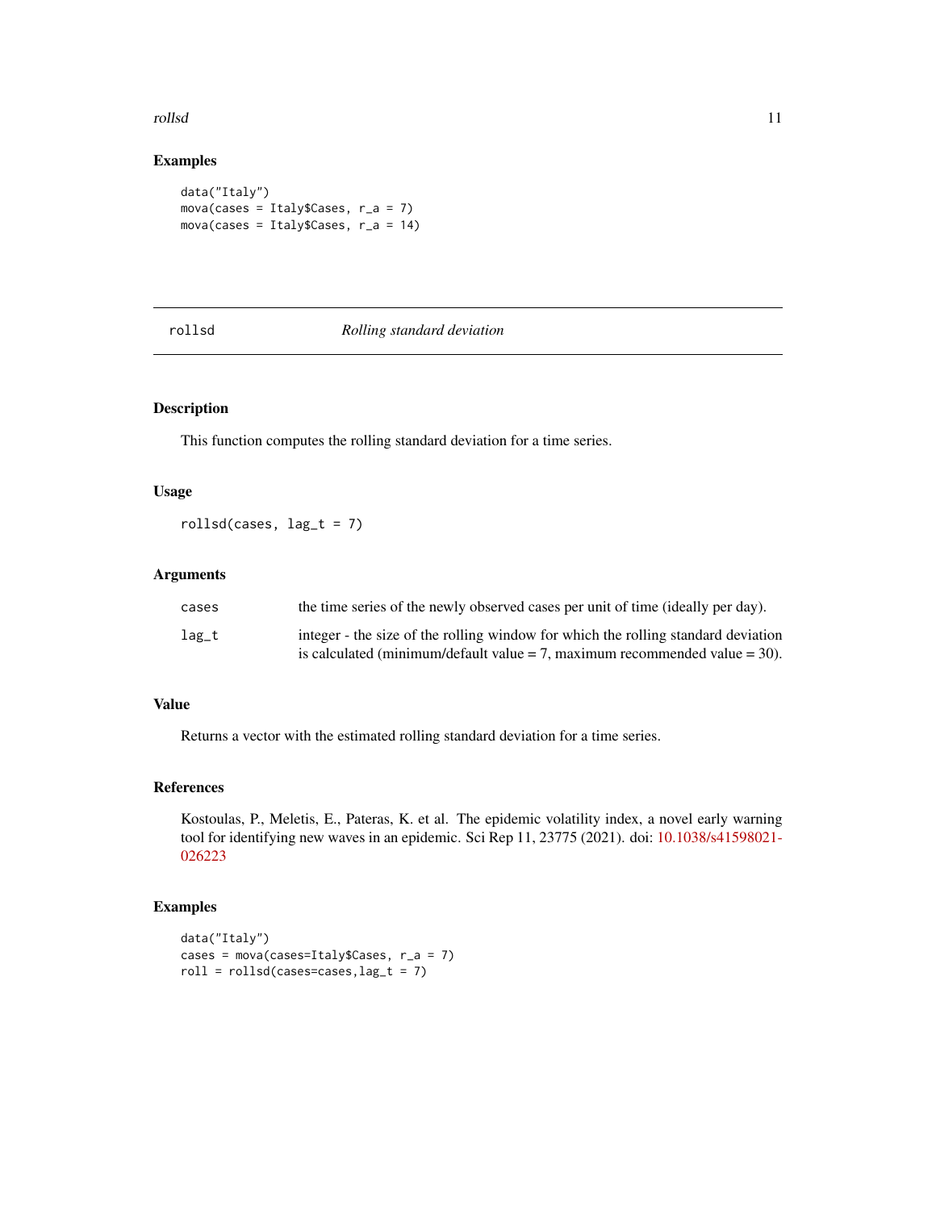### Examples

```
data("Italy")
mova(cases = Italy$Cases, r_a = 7)
mova(cases = Italy$Cases, r_a = 14)
```

---

## rollsd *Rolling standard deviation*

---

### Description

This function computes the rolling standard deviation for a time series.

### Usage

```
rollsd(cases, lag_t = 7)
```

### Arguments

| | |
|---|---|
| cases | the time series of the newly observed cases per unit of time (ideally per day). |
| lag_t | integer - the size of the rolling window for which the rolling standard deviation is calculated (minimum/default value = 7, maximum recommended value = 30). |

### Value

Returns a vector with the estimated rolling standard deviation for a time series.

### References

Kostoulas, P., Meletis, E., Pateras, K. et al. The epidemic volatility index, a novel early warning tool for identifying new waves in an epidemic. Sci Rep 11, 23775 (2021). doi: 10.1038/s41598021-026223

### Examples

```
data("Italy")
cases = mova(cases=Italy$Cases, r_a = 7)
roll = rollsd(cases=cases,lag_t = 7)
```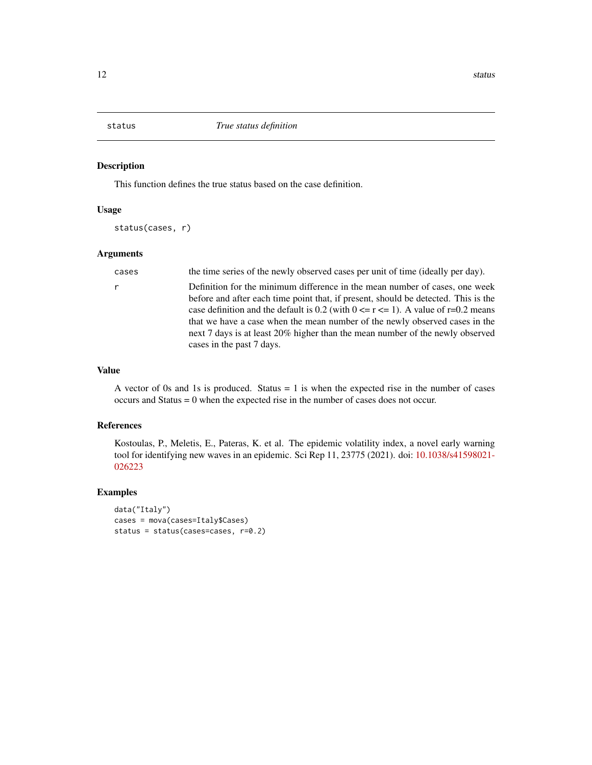## status    *True status definition*

### Description

This function defines the true status based on the case definition.

### Usage

```
status(cases, r)
```

### Arguments

| | |
|---|---|
| cases | the time series of the newly observed cases per unit of time (ideally per day). |
| r | Definition for the minimum difference in the mean number of cases, one week before and after each time point that, if present, should be detected. This is the case definition and the default is 0.2 (with 0 <= r <= 1). A value of r=0.2 means that we have a case when the mean number of the newly observed cases in the next 7 days is at least 20% higher than the mean number of the newly observed cases in the past 7 days. |

### Value

A vector of 0s and 1s is produced. Status = 1 is when the expected rise in the number of cases occurs and Status = 0 when the expected rise in the number of cases does not occur.

### References

Kostoulas, P., Meletis, E., Pateras, K. et al. The epidemic volatility index, a novel early warning tool for identifying new waves in an epidemic. Sci Rep 11, 23775 (2021). doi: 10.1038/s41598021-026223

### Examples

```
data("Italy")
cases = mova(cases=Italy$Cases)
status = status(cases=cases, r=0.2)
```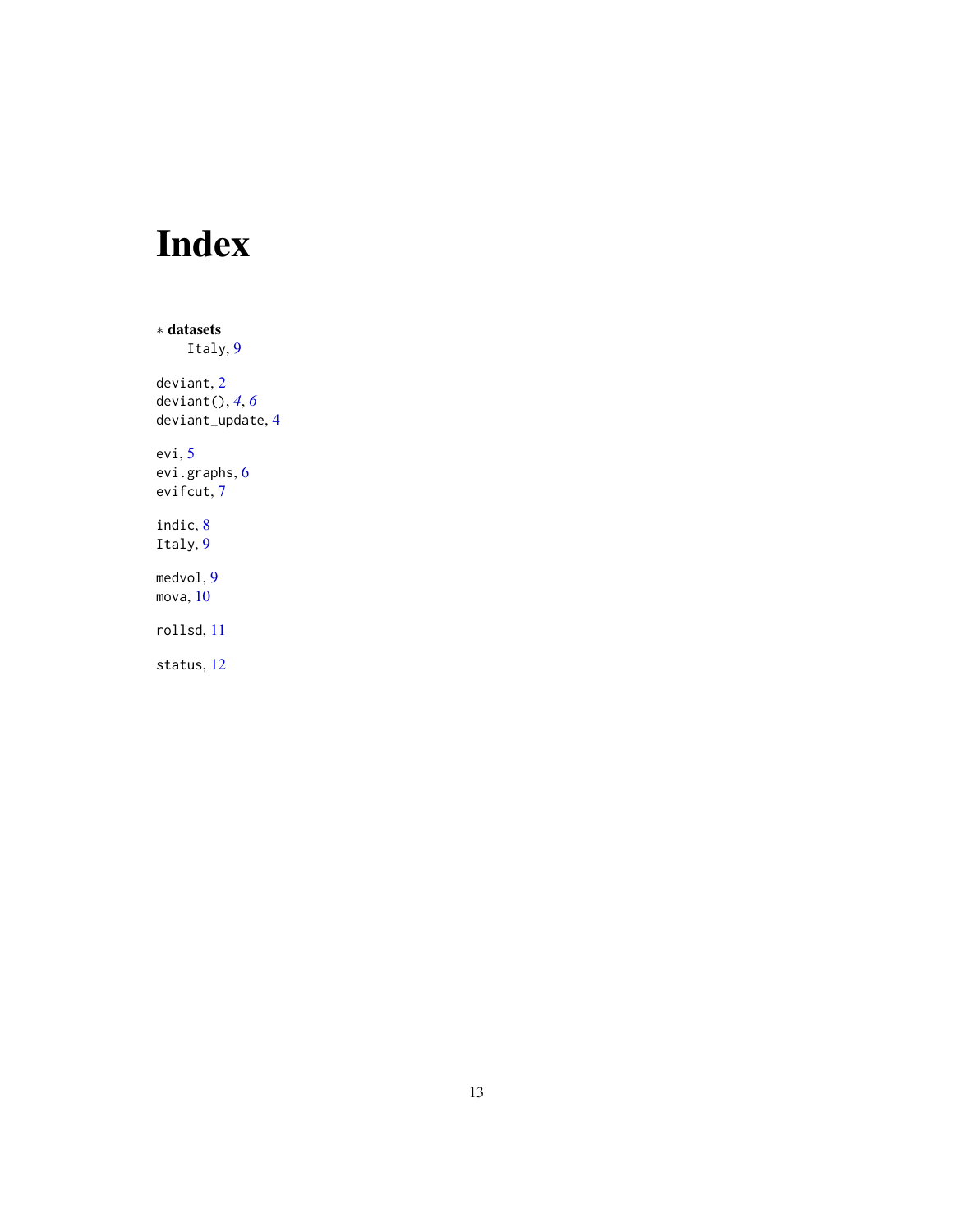# Index

∗ **datasets**

Italy, 9

deviant, 2
deviant(), *4*, *6*
deviant_update, 4

evi, 5
evi.graphs, 6
evifcut, 7

indic, 8
Italy, 9

medvol, 9
mova, 10

rollsd, 11

status, 12